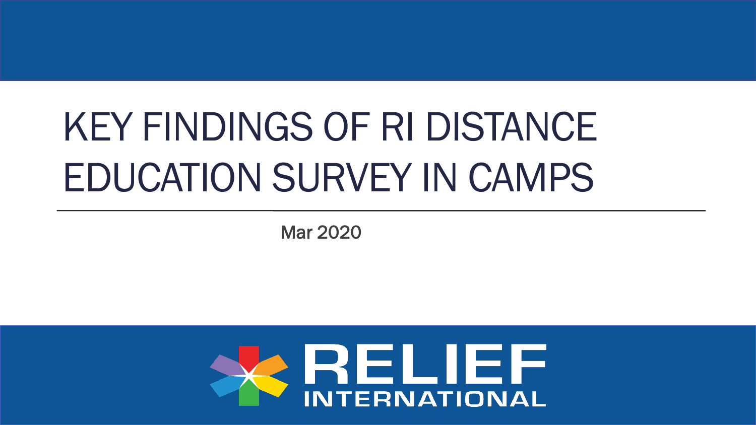# KEY FINDINGS OF RI DISTANCE EDUCATION SURVEY IN CAMPS

Mar 2020

RELIEF INTERNATIONAL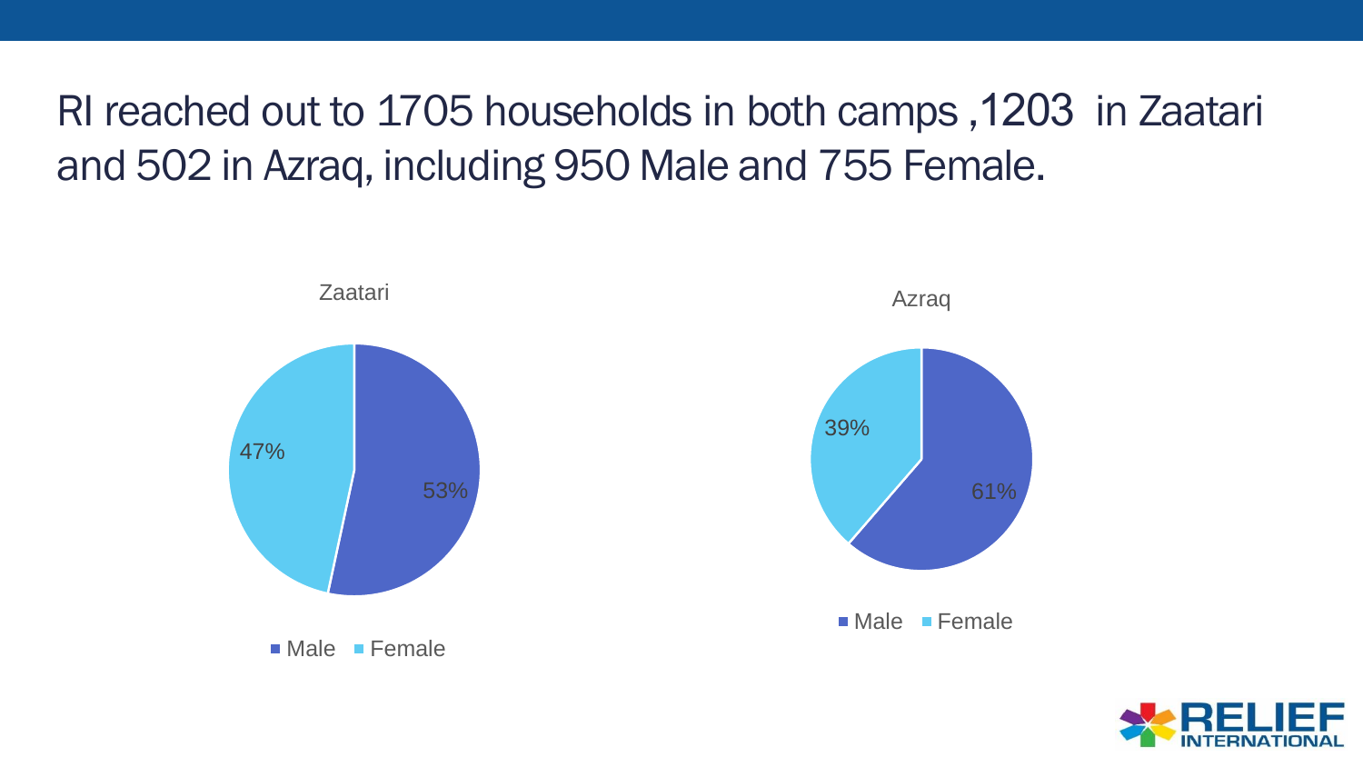# RI reached out to 1705 households in both camps ,1203 in Zaatari and 502 in Azraq, including 950 Male and 755 Female.

Zaatari

- Male: 53%
- Female: 47%

Azraq

- Male: 61%
- Female: 39%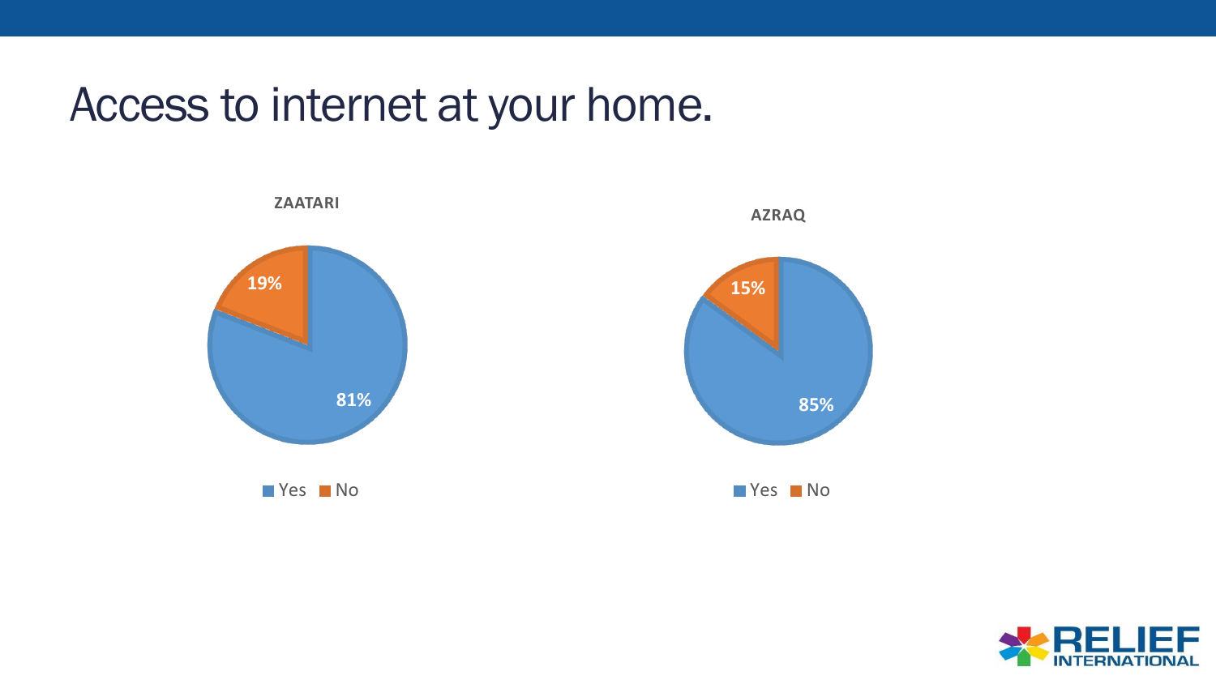# Access to internet at your home.

**ZAATARI**

- Yes: 81%
- No: 19%

**AZRAQ**

- Yes: 85%
- No: 15%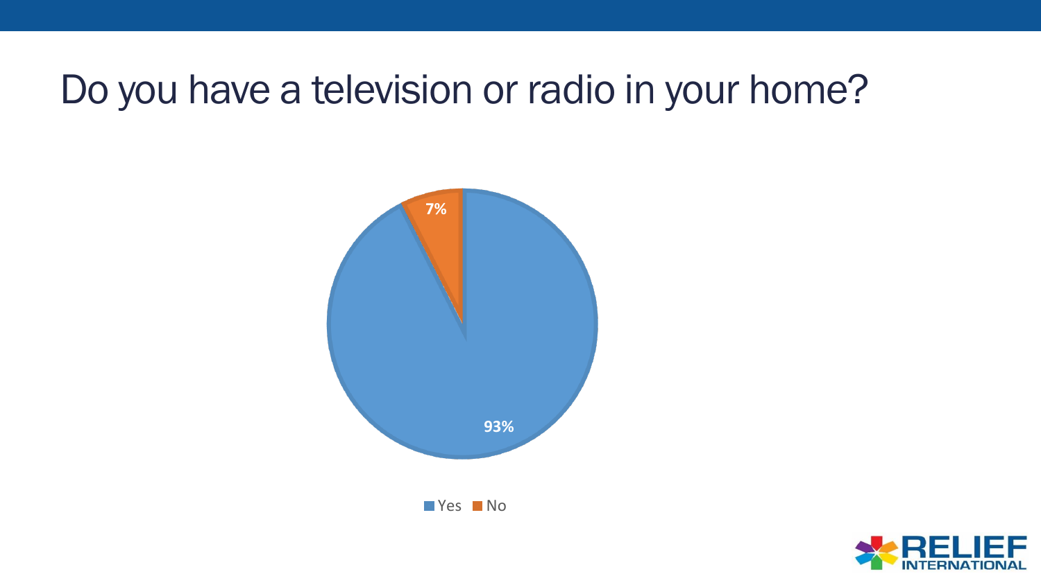# Do you have a television or radio in your home?

| Response | Percentage |
| --- | --- |
| Yes | 93% |
| No | 7% |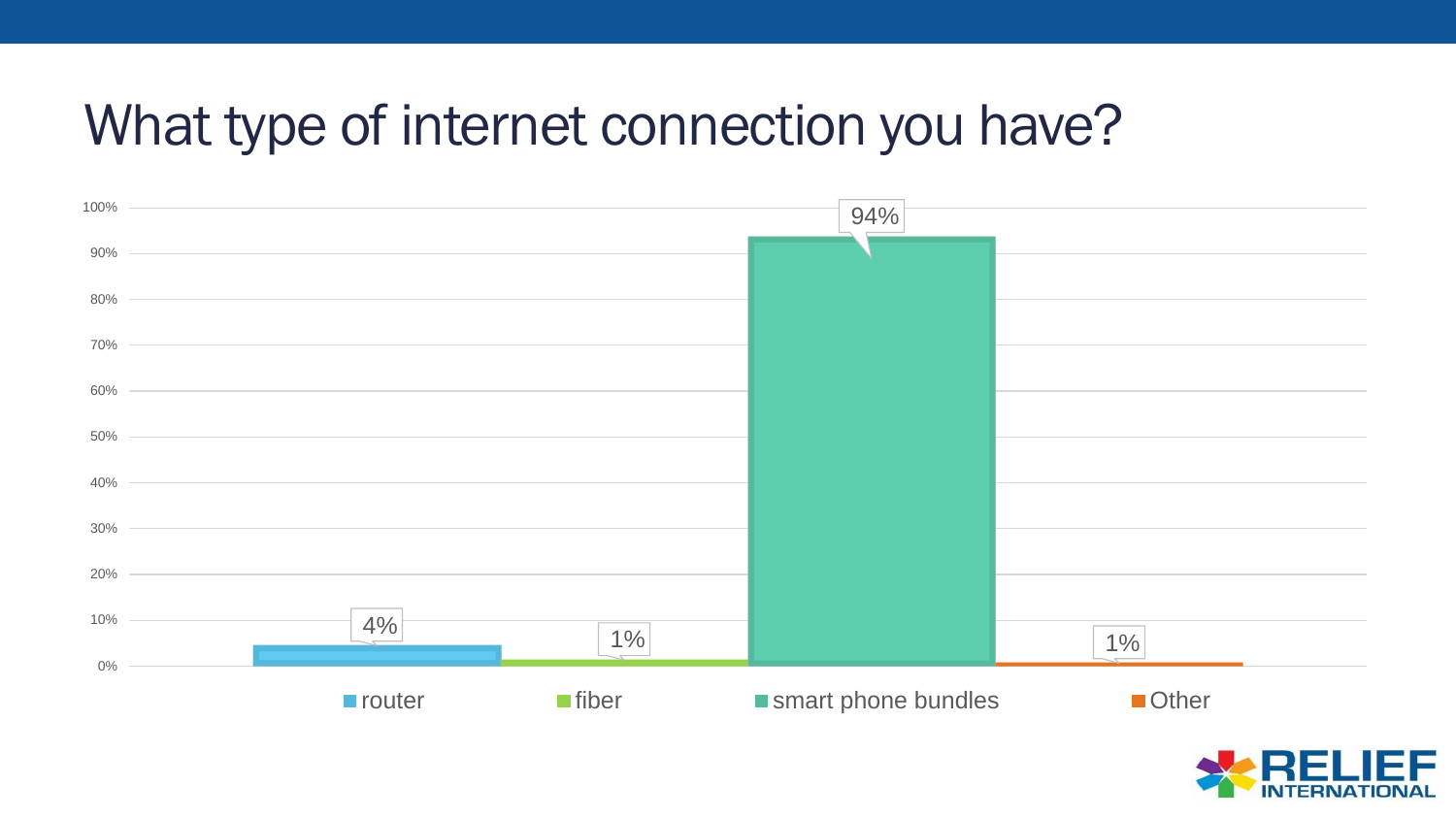# What type of internet connection you have?

| Connection type | Percentage |
|---|---|
| router | 4% |
| fiber | 1% |
| smart phone bundles | 94% |
| Other | 1% |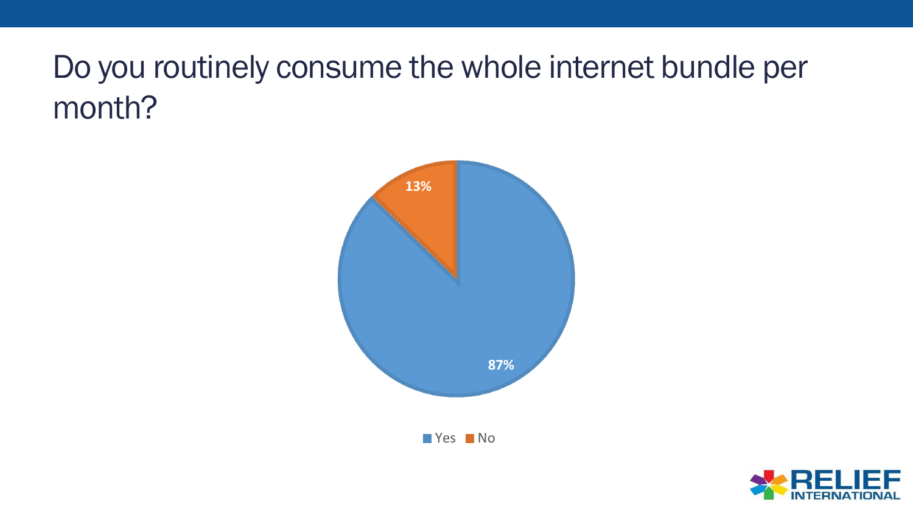# Do you routinely consume the whole internet bundle per month?

| Response | Percentage |
| --- | --- |
| Yes | 87% |
| No | 13% |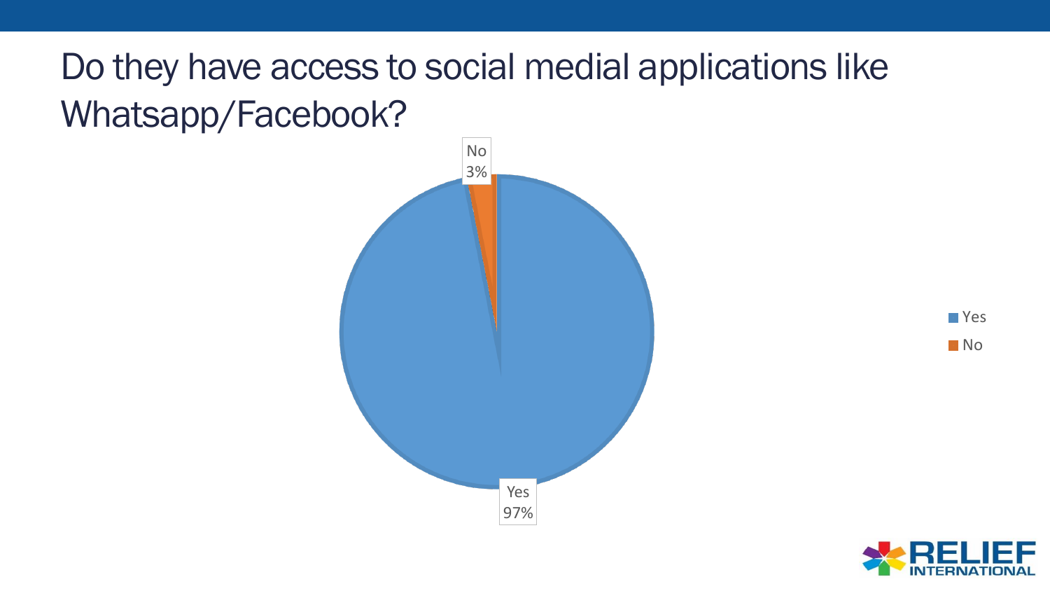# Do they have access to social medial applications like Whatsapp/Facebook?

| Response | Percentage |
| --- | --- |
| Yes | 97% |
| No | 3% |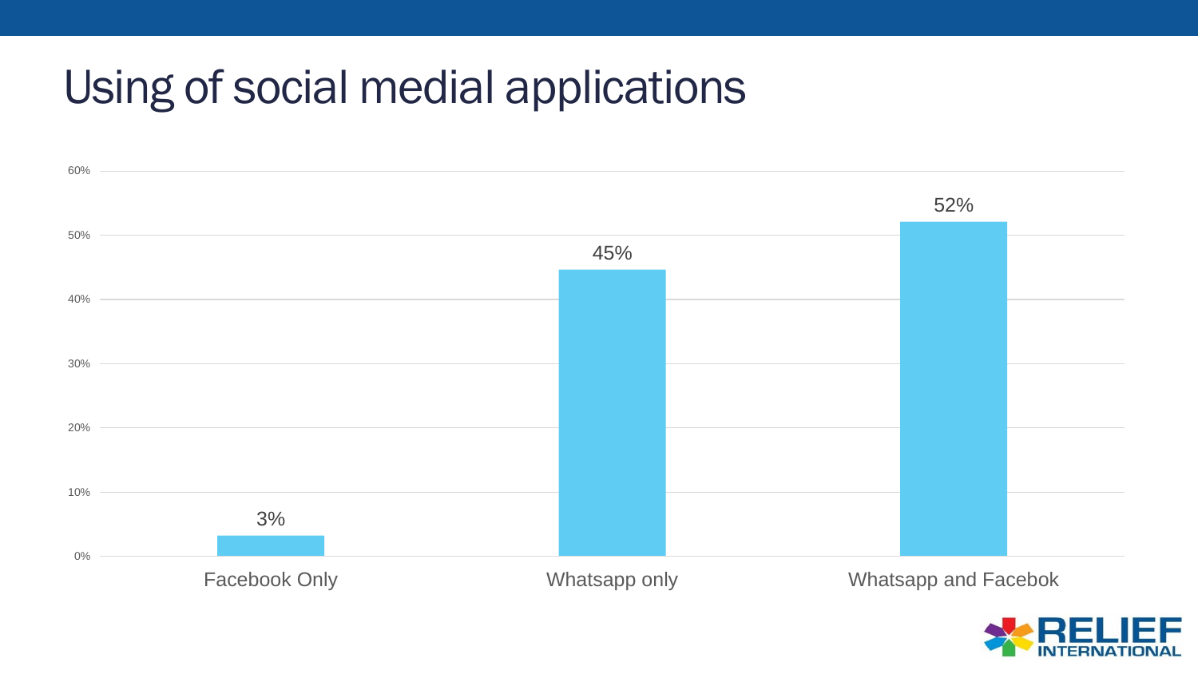# Using of social medial applications

| Category | Percentage |
| --- | --- |
| Facebook Only | 3% |
| Whatsapp only | 45% |
| Whatsapp and Facebok | 52% |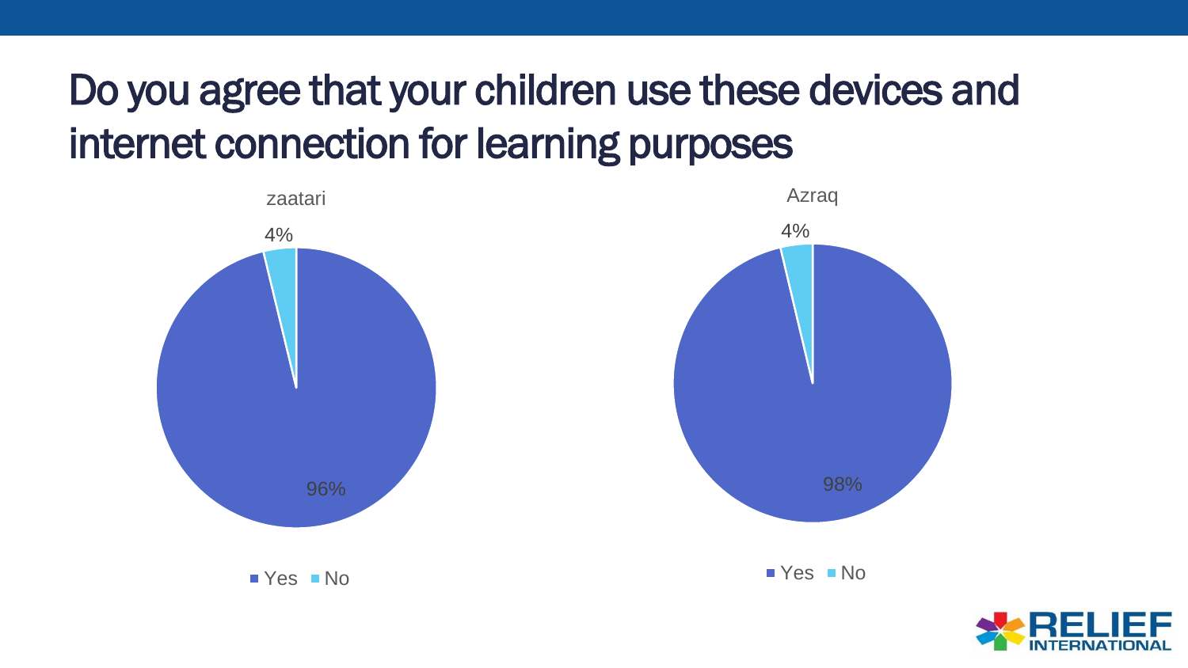# Do you agree that your children use these devices and internet connection for learning purposes

zaatari

- Yes: 96%
- No: 4%

Azraq

- Yes: 98%
- No: 4%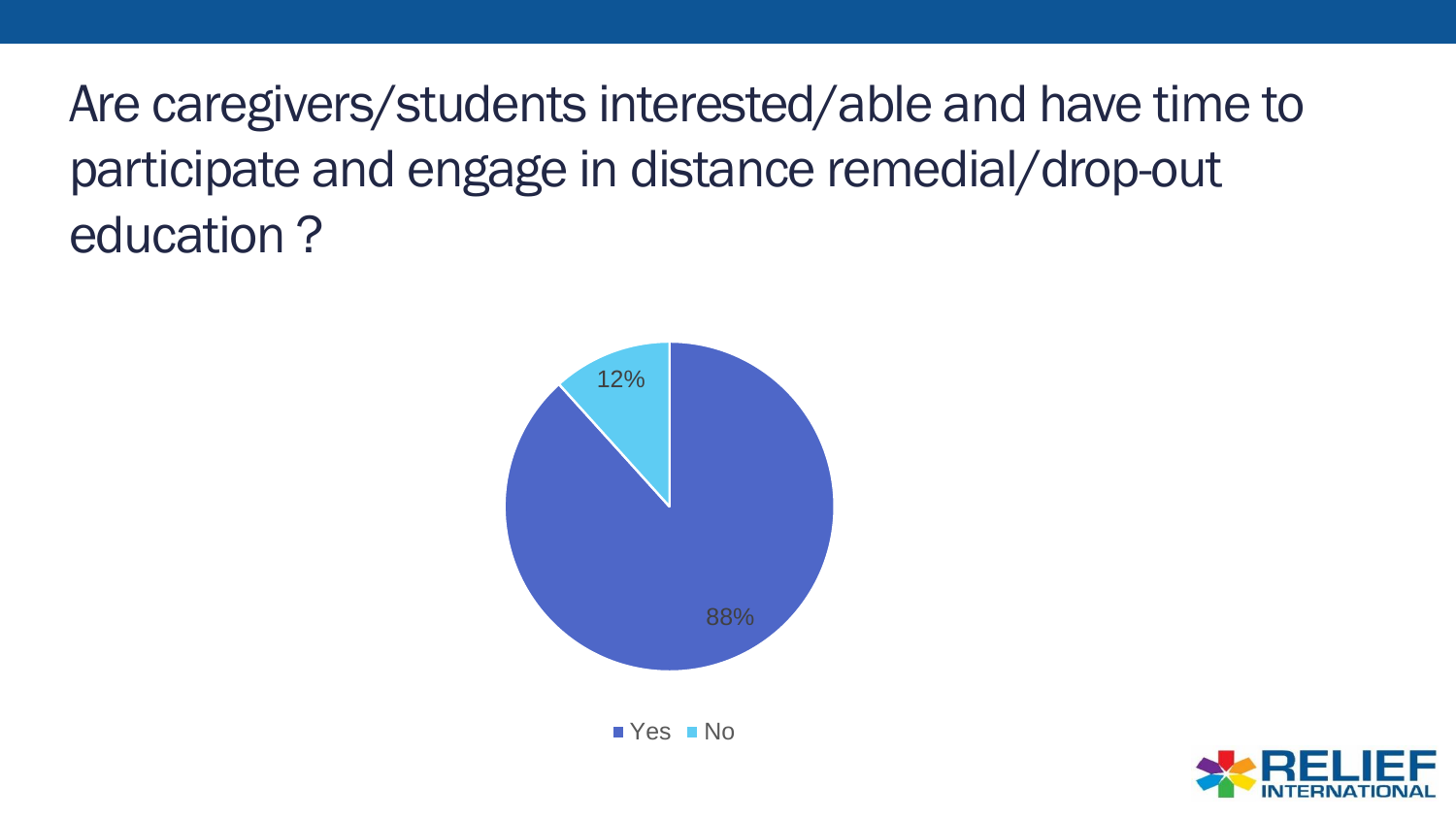# Are caregivers/students interested/able and have time to participate and engage in distance remedial/drop-out education ?

- Yes: 88%
- No: 12%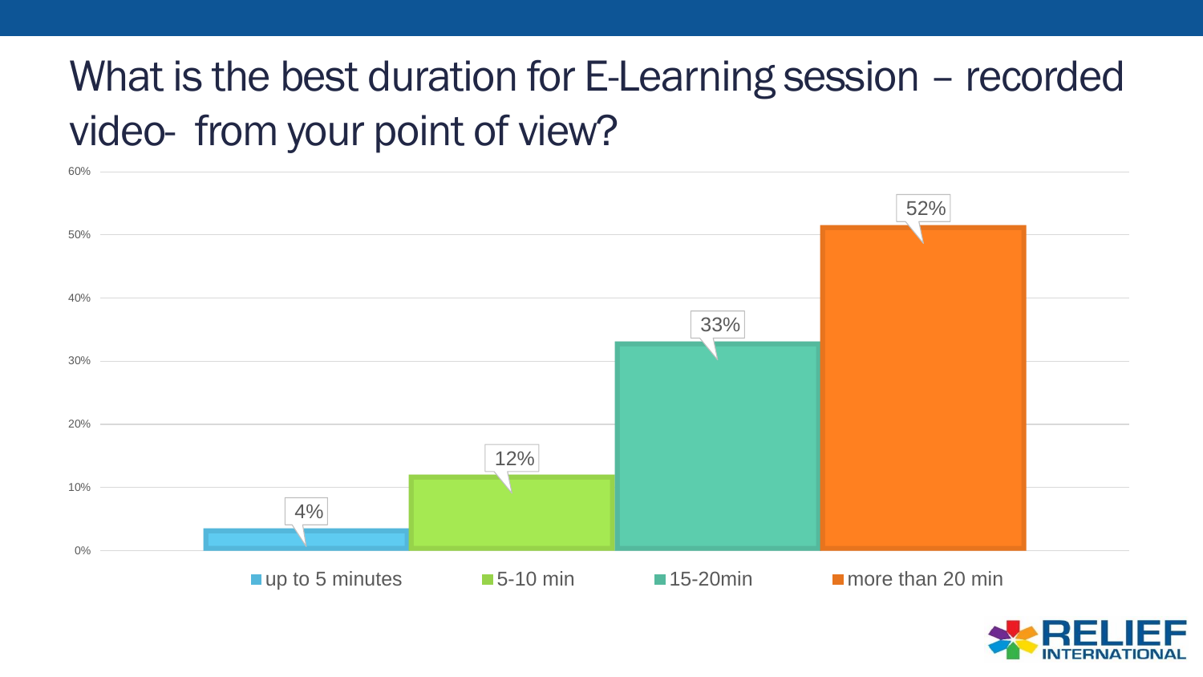# What is the best duration for E-Learning session – recorded video- from your point of view?

| Duration | Percentage |
|---|---|
| up to 5 minutes | 4% |
| 5-10 min | 12% |
| 15-20min | 33% |
| more than 20 min | 52% |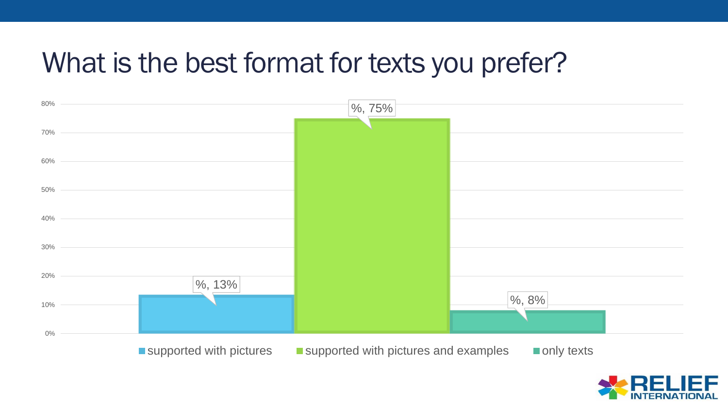# What is the best format for texts you prefer?

| Format | Percentage |
| --- | --- |
| supported with pictures | 13% |
| supported with pictures and examples | 75% |
| only texts | 8% |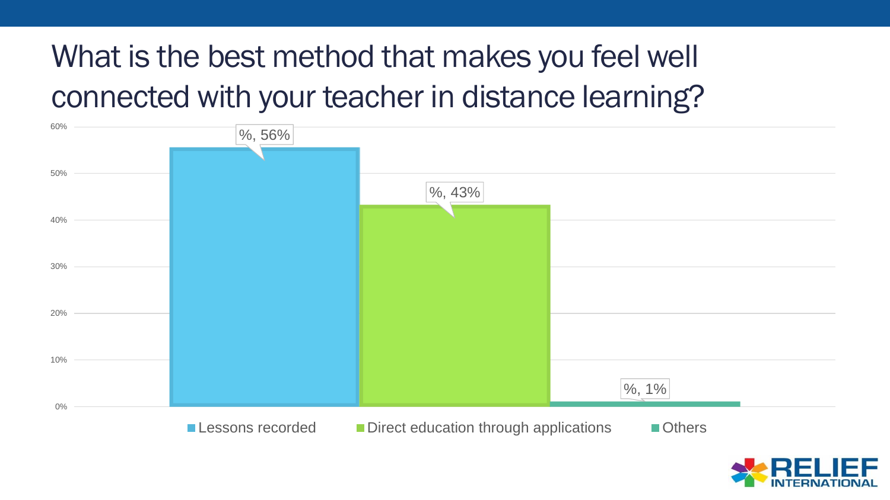# What is the best method that makes you feel well connected with your teacher in distance learning?

| Method | Percentage |
|---|---|
| Lessons recorded | %, 56% |
| Direct education through applications | %, 43% |
| Others | %, 1% |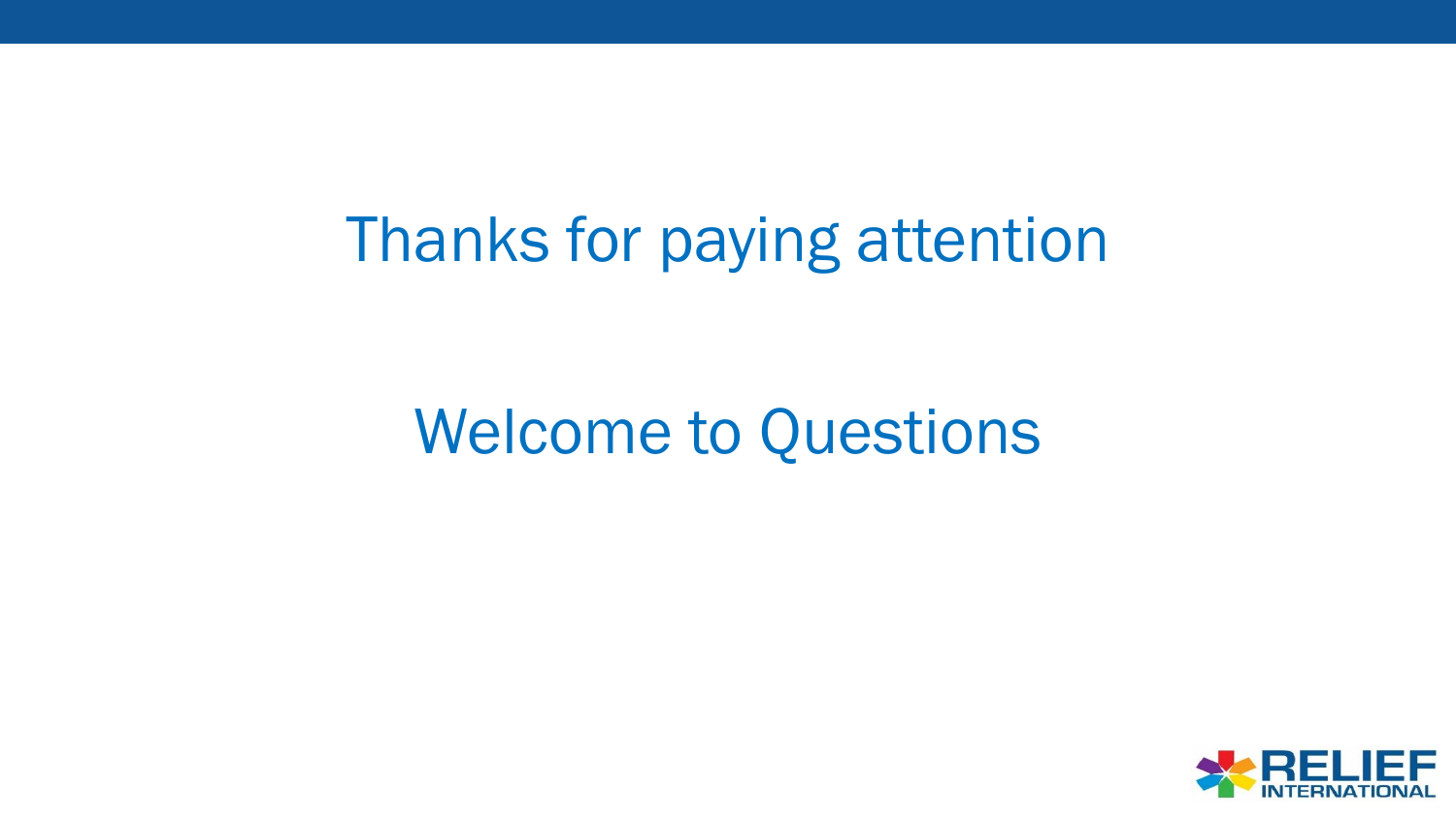Thanks for paying attention

Welcome to Questions